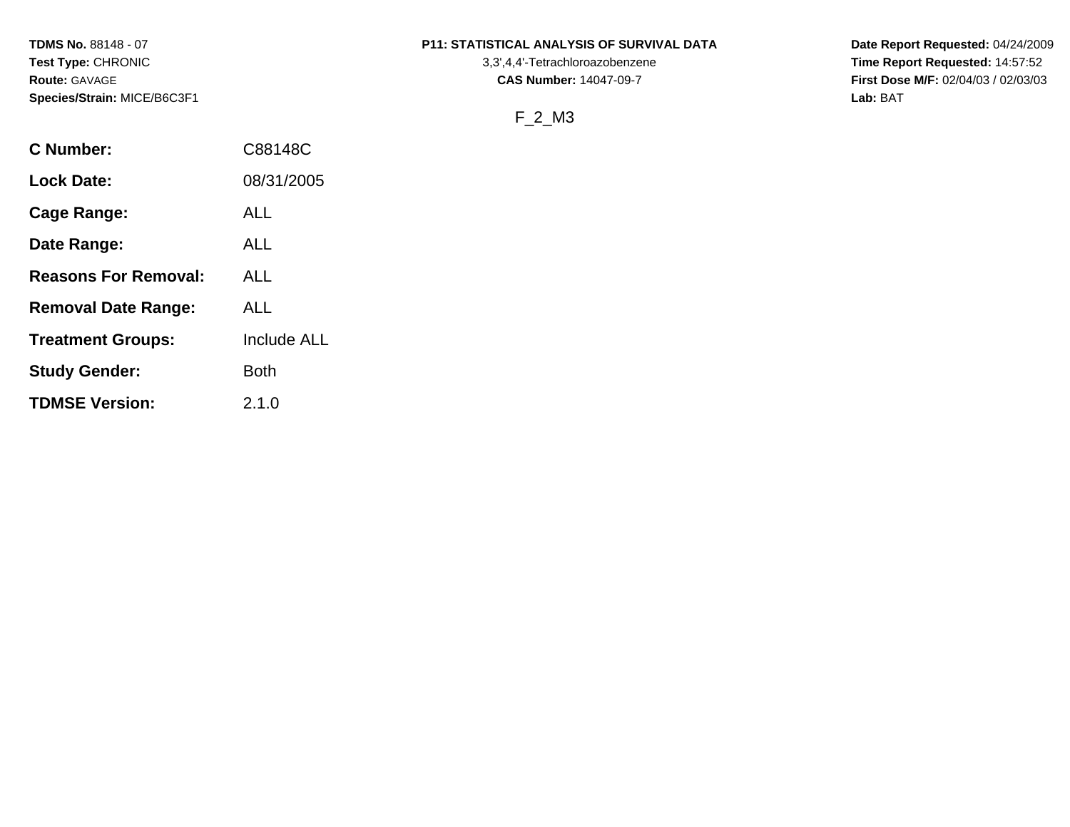**TDMS No.** 88148 - 07
**Test Type:** CHRONIC
**Route:** GAVAGE
**Species/Strain:** MICE/B6C3F1

**P11: STATISTICAL ANALYSIS OF SURVIVAL DATA**
3,3',4,4'-Tetrachloroazobenzene
**CAS Number:** 14047-09-7

**Date Report Requested:** 04/24/2009
**Time Report Requested:** 14:57:52
**First Dose M/F:** 02/04/03 / 02/03/03
**Lab:** BAT

F_2_M3

| | |
|---|---|
| **C Number:** | C88148C |
| **Lock Date:** | 08/31/2005 |
| **Cage Range:** | ALL |
| **Date Range:** | ALL |
| **Reasons For Removal:** | ALL |
| **Removal Date Range:** | ALL |
| **Treatment Groups:** | Include ALL |
| **Study Gender:** | Both |
| **TDMSE Version:** | 2.1.0 |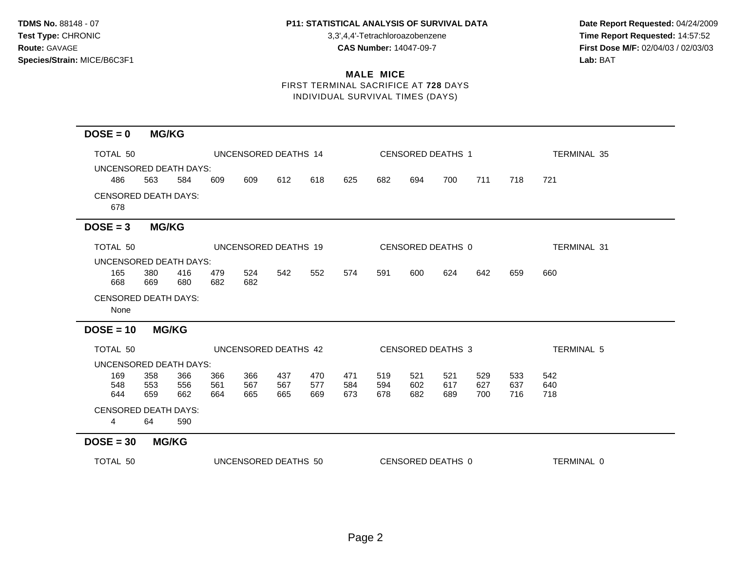**TDMS No.** 88148 - 07
**Test Type:** CHRONIC
**Route:** GAVAGE
**Species/Strain:** MICE/B6C3F1

**P11: STATISTICAL ANALYSIS OF SURVIVAL DATA**
3,3',4,4'-Tetrachloroazobenzene
**CAS Number:** 14047-09-7

**Date Report Requested:** 04/24/2009
**Time Report Requested:** 14:57:52
**First Dose M/F:** 02/04/03 / 02/03/03
**Lab:** BAT

## MALE MICE

FIRST TERMINAL SACRIFICE AT **728** DAYS
INDIVIDUAL SURVIVAL TIMES (DAYS)

### DOSE = 0 MG/KG

TOTAL 50 | UNCENSORED DEATHS 14 | CENSORED DEATHS 1 | TERMINAL 35

UNCENSORED DEATH DAYS:

486 563 584 609 609 612 618 625 682 694 700 711 718 721

CENSORED DEATH DAYS:

678

### DOSE = 3 MG/KG

TOTAL 50 | UNCENSORED DEATHS 19 | CENSORED DEATHS 0 | TERMINAL 31

UNCENSORED DEATH DAYS:

165 380 416 479 524 542 552 574 591 600 624 642 659 660
668 669 680 682 682

CENSORED DEATH DAYS:

None

### DOSE = 10 MG/KG

TOTAL 50 | UNCENSORED DEATHS 42 | CENSORED DEATHS 3 | TERMINAL 5

UNCENSORED DEATH DAYS:

169 358 366 366 366 437 470 471 519 521 521 529 533 542
548 553 556 561 567 567 577 584 594 602 617 627 637 640
644 659 662 664 665 665 669 673 678 682 689 700 716 718

CENSORED DEATH DAYS:

4 64 590

### DOSE = 30 MG/KG

TOTAL 50 | UNCENSORED DEATHS 50 | CENSORED DEATHS 0 | TERMINAL 0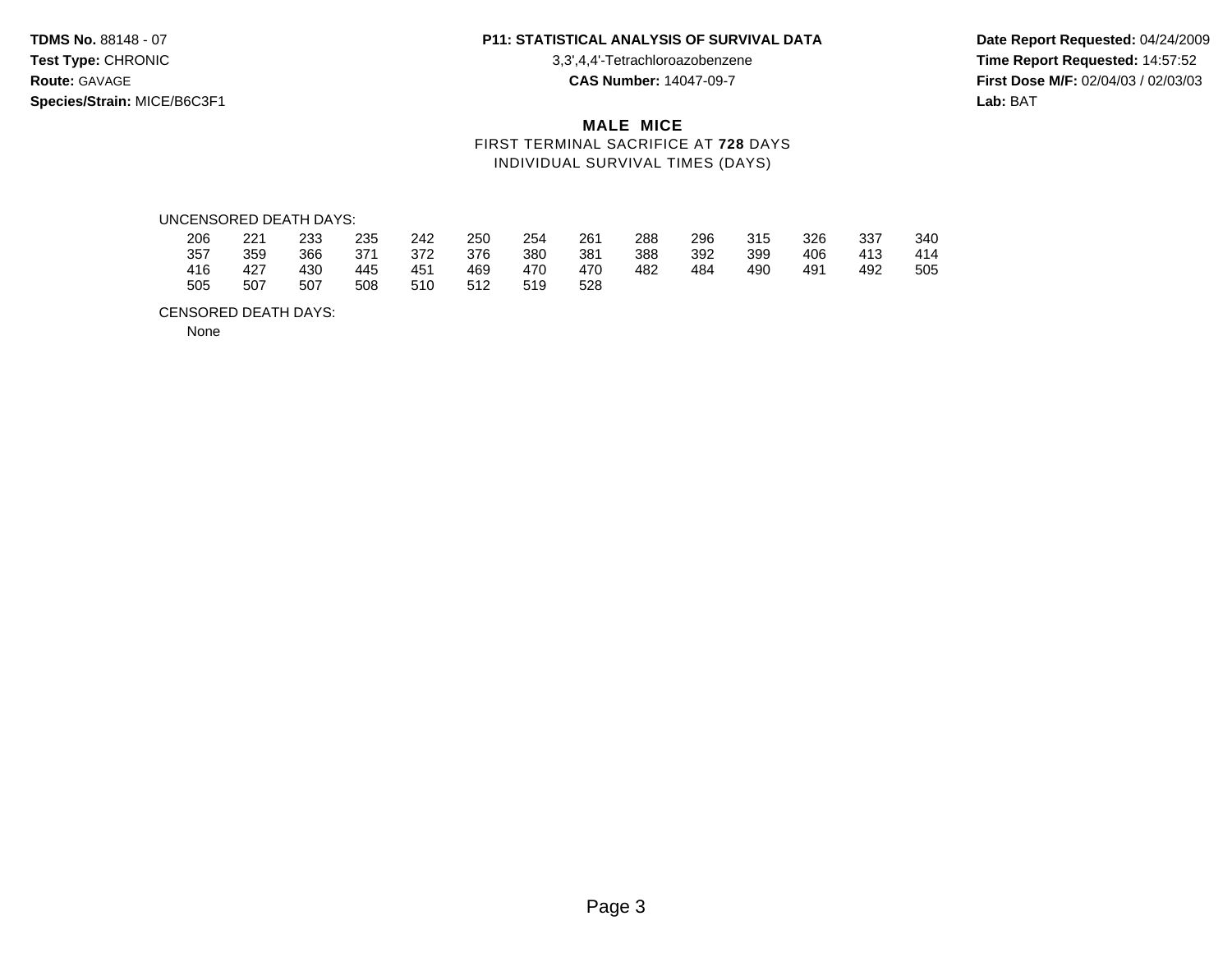**TDMS No.** 88148 - 07
**Test Type:** CHRONIC
**Route:** GAVAGE
**Species/Strain:** MICE/B6C3F1

**P11: STATISTICAL ANALYSIS OF SURVIVAL DATA**
3,3',4,4'-Tetrachloroazobenzene
**CAS Number:** 14047-09-7

**Date Report Requested:** 04/24/2009
**Time Report Requested:** 14:57:52
**First Dose M/F:** 02/04/03 / 02/03/03
**Lab:** BAT

## MALE MICE

FIRST TERMINAL SACRIFICE AT **728** DAYS
INDIVIDUAL SURVIVAL TIMES (DAYS)

UNCENSORED DEATH DAYS:

| | | | | | | | | | | | | | |
|---|---|---|---|---|---|---|---|---|---|---|---|---|---|
| 206 | 221 | 233 | 235 | 242 | 250 | 254 | 261 | 288 | 296 | 315 | 326 | 337 | 340 |
| 357 | 359 | 366 | 371 | 372 | 376 | 380 | 381 | 388 | 392 | 399 | 406 | 413 | 414 |
| 416 | 427 | 430 | 445 | 451 | 469 | 470 | 470 | 482 | 484 | 490 | 491 | 492 | 505 |
| 505 | 507 | 507 | 508 | 510 | 512 | 519 | 528 | | | | | | |

CENSORED DEATH DAYS:

None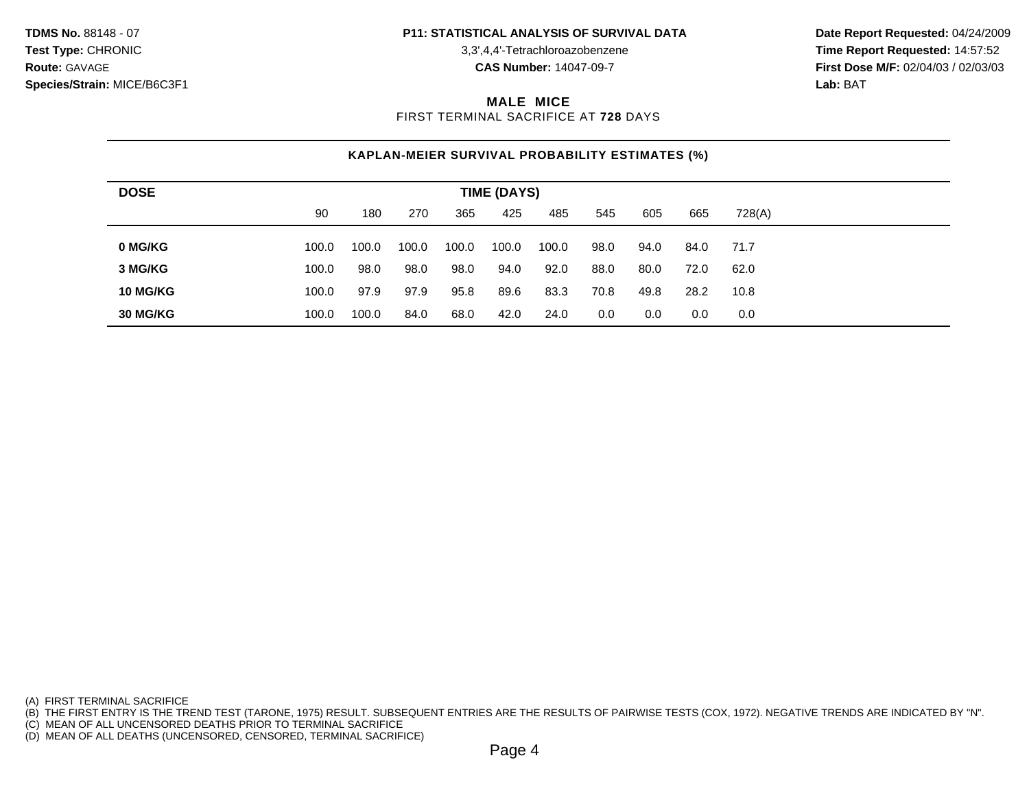**TDMS No.** 88148 - 07
**Test Type:** CHRONIC
**Route:** GAVAGE
**Species/Strain:** MICE/B6C3F1

**P11: STATISTICAL ANALYSIS OF SURVIVAL DATA**
3,3',4,4'-Tetrachloroazobenzene
**CAS Number:** 14047-09-7

**Date Report Requested:** 04/24/2009
**Time Report Requested:** 14:57:52
**First Dose M/F:** 02/04/03 / 02/03/03
**Lab:** BAT

## MALE MICE

FIRST TERMINAL SACRIFICE AT **728** DAYS

### KAPLAN-MEIER SURVIVAL PROBABILITY ESTIMATES (%)

| DOSE | TIME (DAYS) | | | | | | | | | |
|---|---|---|---|---|---|---|---|---|---|---|
| | 90 | 180 | 270 | 365 | 425 | 485 | 545 | 605 | 665 | 728(A) |
| **0 MG/KG** | 100.0 | 100.0 | 100.0 | 100.0 | 100.0 | 100.0 | 98.0 | 94.0 | 84.0 | 71.7 |
| **3 MG/KG** | 100.0 | 98.0 | 98.0 | 98.0 | 94.0 | 92.0 | 88.0 | 80.0 | 72.0 | 62.0 |
| **10 MG/KG** | 100.0 | 97.9 | 97.9 | 95.8 | 89.6 | 83.3 | 70.8 | 49.8 | 28.2 | 10.8 |
| **30 MG/KG** | 100.0 | 100.0 | 84.0 | 68.0 | 42.0 | 24.0 | 0.0 | 0.0 | 0.0 | 0.0 |

(A) FIRST TERMINAL SACRIFICE
(B) THE FIRST ENTRY IS THE TREND TEST (TARONE, 1975) RESULT. SUBSEQUENT ENTRIES ARE THE RESULTS OF PAIRWISE TESTS (COX, 1972). NEGATIVE TRENDS ARE INDICATED BY "N".
(C) MEAN OF ALL UNCENSORED DEATHS PRIOR TO TERMINAL SACRIFICE
(D) MEAN OF ALL DEATHS (UNCENSORED, CENSORED, TERMINAL SACRIFICE)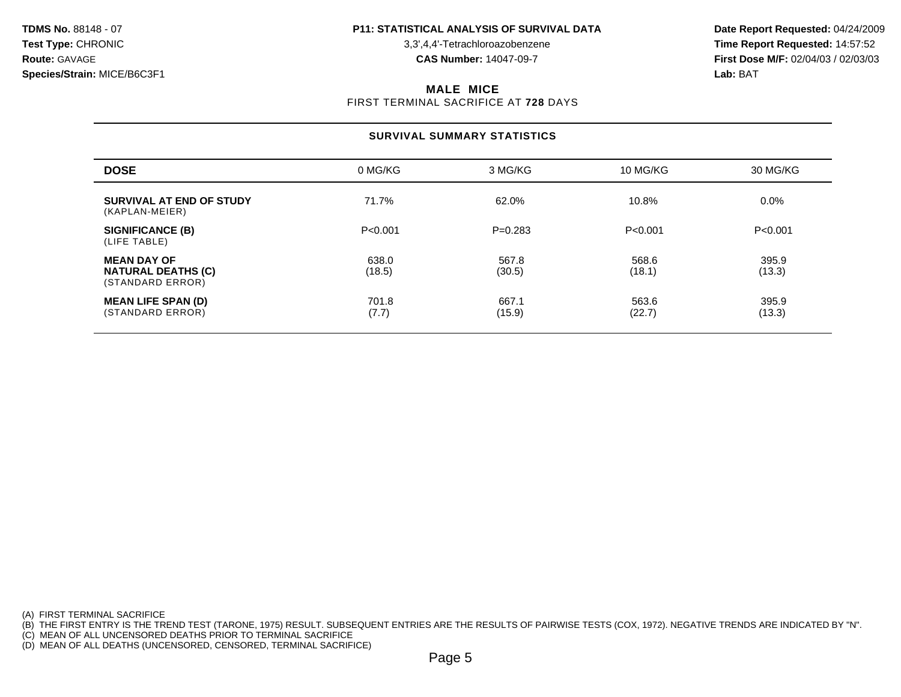**TDMS No.** 88148 - 07
**Test Type:** CHRONIC
**Route:** GAVAGE
**Species/Strain:** MICE/B6C3F1

**P11: STATISTICAL ANALYSIS OF SURVIVAL DATA**
3,3',4,4'-Tetrachloroazobenzene
**CAS Number:** 14047-09-7

**Date Report Requested:** 04/24/2009
**Time Report Requested:** 14:57:52
**First Dose M/F:** 02/04/03 / 02/03/03
**Lab:** BAT

## MALE MICE

FIRST TERMINAL SACRIFICE AT **728** DAYS

### SURVIVAL SUMMARY STATISTICS

| DOSE | 0 MG/KG | 3 MG/KG | 10 MG/KG | 30 MG/KG |
|---|---|---|---|---|
| **SURVIVAL AT END OF STUDY** (KAPLAN-MEIER) | 71.7% | 62.0% | 10.8% | 0.0% |
| **SIGNIFICANCE (B)** (LIFE TABLE) | P<0.001 | P=0.283 | P<0.001 | P<0.001 |
| **MEAN DAY OF NATURAL DEATHS (C)** (STANDARD ERROR) | 638.0 (18.5) | 567.8 (30.5) | 568.6 (18.1) | 395.9 (13.3) |
| **MEAN LIFE SPAN (D)** (STANDARD ERROR) | 701.8 (7.7) | 667.1 (15.9) | 563.6 (22.7) | 395.9 (13.3) |

(A) FIRST TERMINAL SACRIFICE
(B) THE FIRST ENTRY IS THE TREND TEST (TARONE, 1975) RESULT. SUBSEQUENT ENTRIES ARE THE RESULTS OF PAIRWISE TESTS (COX, 1972). NEGATIVE TRENDS ARE INDICATED BY "N".
(C) MEAN OF ALL UNCENSORED DEATHS PRIOR TO TERMINAL SACRIFICE
(D) MEAN OF ALL DEATHS (UNCENSORED, CENSORED, TERMINAL SACRIFICE)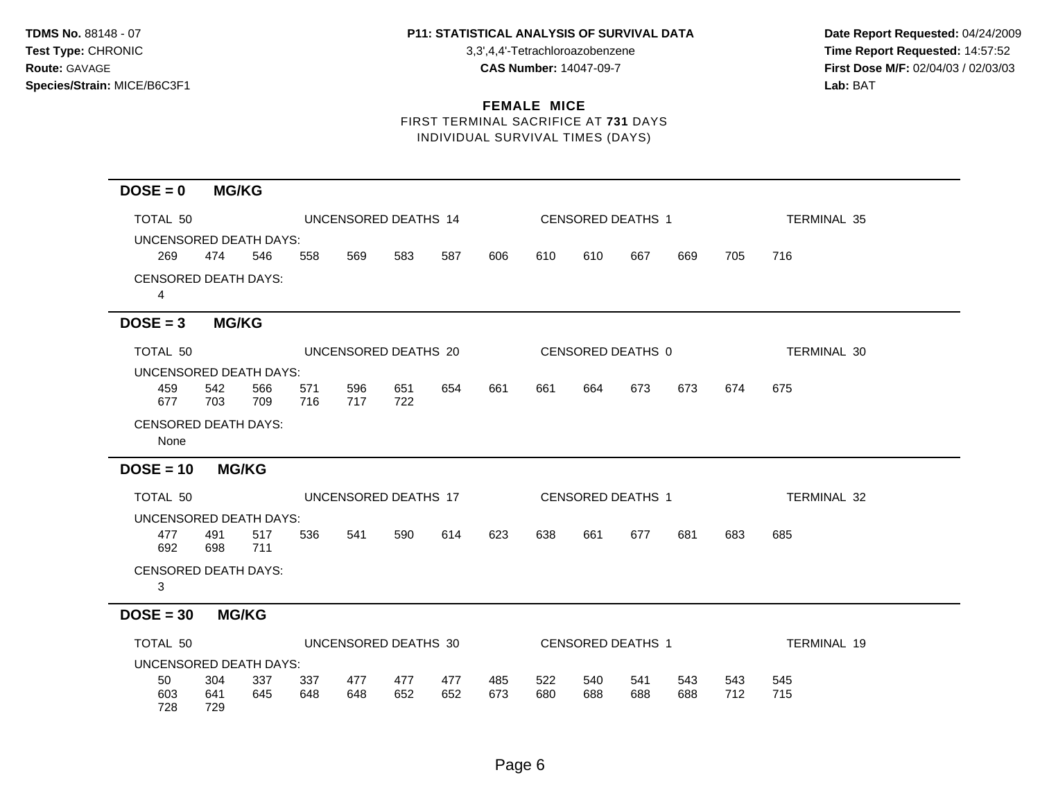**TDMS No.** 88148 - 07
**Test Type:** CHRONIC
**Route:** GAVAGE
**Species/Strain:** MICE/B6C3F1

**P11: STATISTICAL ANALYSIS OF SURVIVAL DATA**
3,3',4,4'-Tetrachloroazobenzene
**CAS Number:** 14047-09-7

**Date Report Requested:** 04/24/2009
**Time Report Requested:** 14:57:52
**First Dose M/F:** 02/04/03 / 02/03/03
**Lab:** BAT

**FEMALE MICE**
FIRST TERMINAL SACRIFICE AT **731** DAYS
INDIVIDUAL SURVIVAL TIMES (DAYS)

## DOSE = 0 MG/KG

TOTAL 50 | UNCENSORED DEATHS 14 | CENSORED DEATHS 1 | TERMINAL 35

UNCENSORED DEATH DAYS:

269 474 546 558 569 583 587 606 610 610 667 669 705 716

CENSORED DEATH DAYS:

4

## DOSE = 3 MG/KG

TOTAL 50 | UNCENSORED DEATHS 20 | CENSORED DEATHS 0 | TERMINAL 30

UNCENSORED DEATH DAYS:

459 542 566 571 596 651 654 661 661 664 673 673 674 675
677 703 709 716 717 722

CENSORED DEATH DAYS:

None

## DOSE = 10 MG/KG

TOTAL 50 | UNCENSORED DEATHS 17 | CENSORED DEATHS 1 | TERMINAL 32

UNCENSORED DEATH DAYS:

477 491 517 536 541 590 614 623 638 661 677 681 683 685
692 698 711

CENSORED DEATH DAYS:

3

## DOSE = 30 MG/KG

TOTAL 50 | UNCENSORED DEATHS 30 | CENSORED DEATHS 1 | TERMINAL 19

UNCENSORED DEATH DAYS:

50 304 337 337 477 477 477 485 522 540 541 543 543 545
603 641 645 648 648 652 652 673 680 688 688 688 712 715
728 729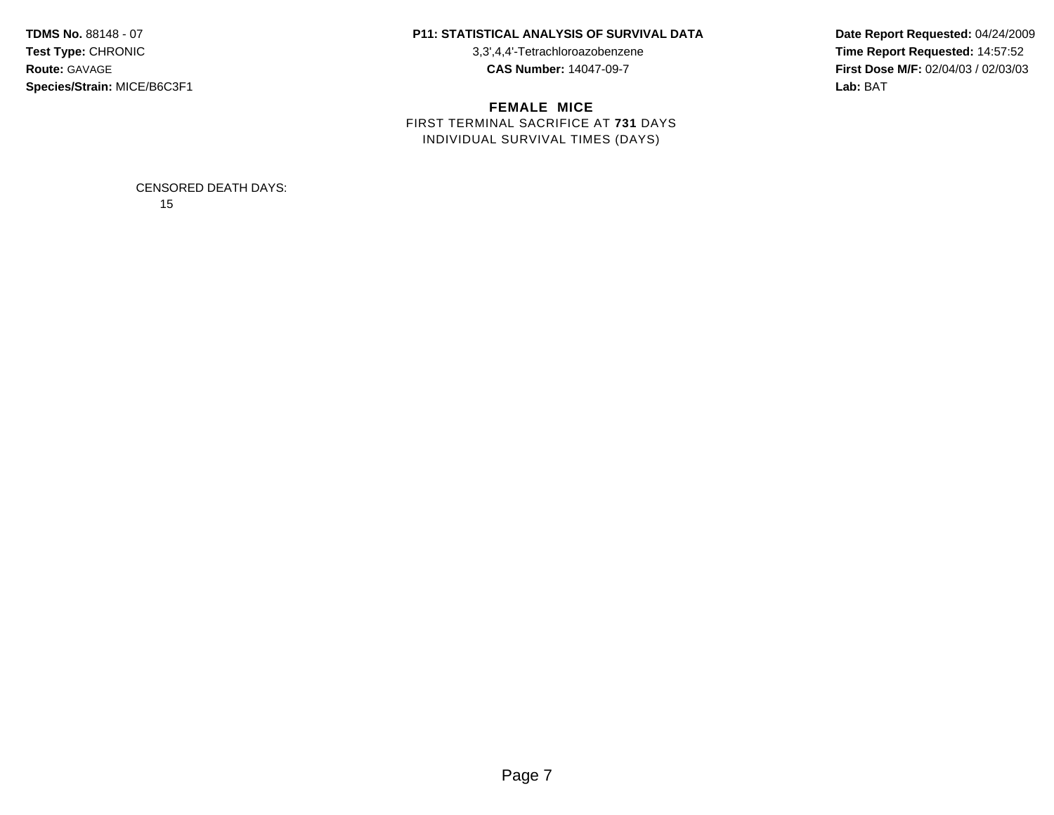**TDMS No.** 88148 - 07
**Test Type:** CHRONIC
**Route:** GAVAGE
**Species/Strain:** MICE/B6C3F1

**P11: STATISTICAL ANALYSIS OF SURVIVAL DATA**
3,3',4,4'-Tetrachloroazobenzene
**CAS Number:** 14047-09-7

**Date Report Requested:** 04/24/2009
**Time Report Requested:** 14:57:52
**First Dose M/F:** 02/04/03 / 02/03/03
**Lab:** BAT

**FEMALE MICE**
FIRST TERMINAL SACRIFICE AT **731** DAYS
INDIVIDUAL SURVIVAL TIMES (DAYS)

CENSORED DEATH DAYS:
15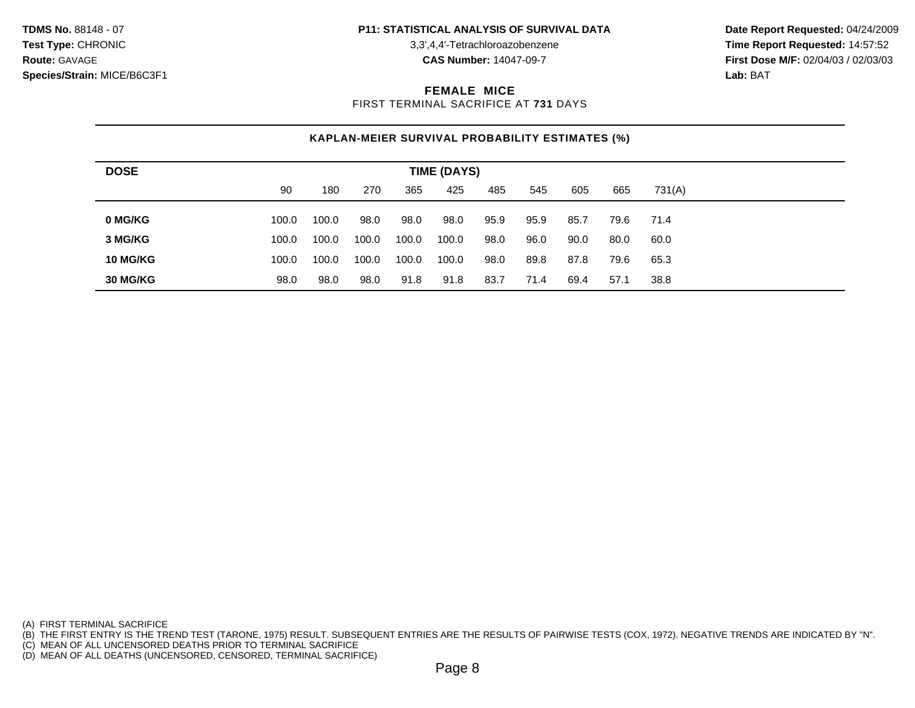**TDMS No.** 88148 - 07
**Test Type:** CHRONIC
**Route:** GAVAGE
**Species/Strain:** MICE/B6C3F1

**P11: STATISTICAL ANALYSIS OF SURVIVAL DATA**
3,3',4,4'-Tetrachloroazobenzene
**CAS Number:** 14047-09-7

**Date Report Requested:** 04/24/2009
**Time Report Requested:** 14:57:52
**First Dose M/F:** 02/04/03 / 02/03/03
**Lab:** BAT

## FEMALE MICE

FIRST TERMINAL SACRIFICE AT **731** DAYS

### KAPLAN-MEIER SURVIVAL PROBABILITY ESTIMATES (%)

| DOSE | TIME (DAYS) | | | | | | | | | |
|---|---|---|---|---|---|---|---|---|---|---|
| | 90 | 180 | 270 | 365 | 425 | 485 | 545 | 605 | 665 | 731(A) |
| **0 MG/KG** | 100.0 | 100.0 | 98.0 | 98.0 | 98.0 | 95.9 | 95.9 | 85.7 | 79.6 | 71.4 |
| **3 MG/KG** | 100.0 | 100.0 | 100.0 | 100.0 | 100.0 | 98.0 | 96.0 | 90.0 | 80.0 | 60.0 |
| **10 MG/KG** | 100.0 | 100.0 | 100.0 | 100.0 | 100.0 | 98.0 | 89.8 | 87.8 | 79.6 | 65.3 |
| **30 MG/KG** | 98.0 | 98.0 | 98.0 | 91.8 | 91.8 | 83.7 | 71.4 | 69.4 | 57.1 | 38.8 |

(A) FIRST TERMINAL SACRIFICE
(B) THE FIRST ENTRY IS THE TREND TEST (TARONE, 1975) RESULT. SUBSEQUENT ENTRIES ARE THE RESULTS OF PAIRWISE TESTS (COX, 1972). NEGATIVE TRENDS ARE INDICATED BY "N".
(C) MEAN OF ALL UNCENSORED DEATHS PRIOR TO TERMINAL SACRIFICE
(D) MEAN OF ALL DEATHS (UNCENSORED, CENSORED, TERMINAL SACRIFICE)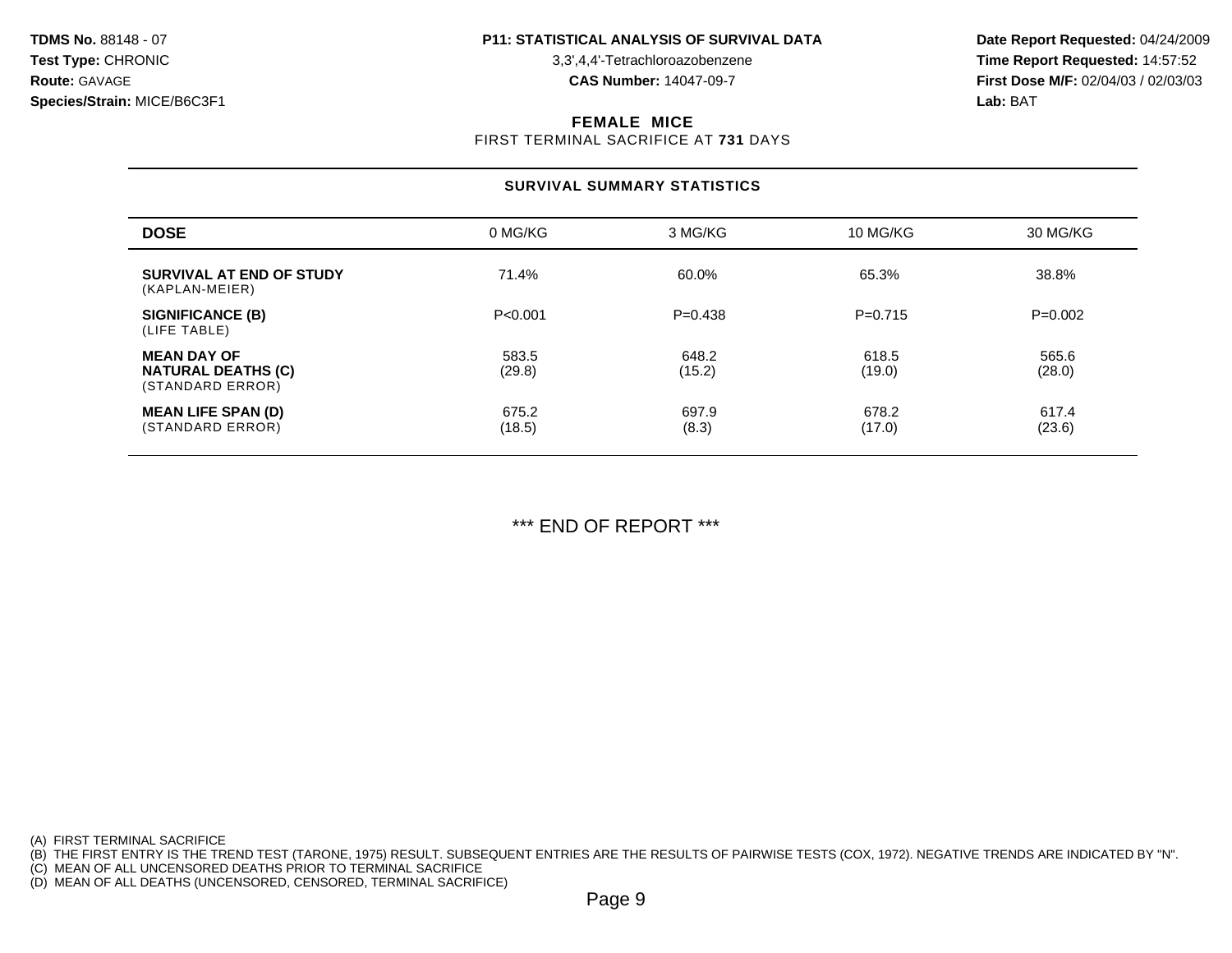**TDMS No.** 88148 - 07
**Test Type:** CHRONIC
**Route:** GAVAGE
**Species/Strain:** MICE/B6C3F1

**P11: STATISTICAL ANALYSIS OF SURVIVAL DATA**
3,3',4,4'-Tetrachloroazobenzene
**CAS Number:** 14047-09-7

**Date Report Requested:** 04/24/2009
**Time Report Requested:** 14:57:52
**First Dose M/F:** 02/04/03 / 02/03/03
**Lab:** BAT

## FEMALE MICE

FIRST TERMINAL SACRIFICE AT **731** DAYS

### SURVIVAL SUMMARY STATISTICS

| DOSE | 0 MG/KG | 3 MG/KG | 10 MG/KG | 30 MG/KG |
|---|---|---|---|---|
| **SURVIVAL AT END OF STUDY** (KAPLAN-MEIER) | 71.4% | 60.0% | 65.3% | 38.8% |
| **SIGNIFICANCE (B)** (LIFE TABLE) | P<0.001 | P=0.438 | P=0.715 | P=0.002 |
| **MEAN DAY OF NATURAL DEATHS (C)** (STANDARD ERROR) | 583.5 (29.8) | 648.2 (15.2) | 618.5 (19.0) | 565.6 (28.0) |
| **MEAN LIFE SPAN (D)** (STANDARD ERROR) | 675.2 (18.5) | 697.9 (8.3) | 678.2 (17.0) | 617.4 (23.6) |

\*\*\* END OF REPORT \*\*\*

(A) FIRST TERMINAL SACRIFICE
(B) THE FIRST ENTRY IS THE TREND TEST (TARONE, 1975) RESULT. SUBSEQUENT ENTRIES ARE THE RESULTS OF PAIRWISE TESTS (COX, 1972). NEGATIVE TRENDS ARE INDICATED BY "N".
(C) MEAN OF ALL UNCENSORED DEATHS PRIOR TO TERMINAL SACRIFICE
(D) MEAN OF ALL DEATHS (UNCENSORED, CENSORED, TERMINAL SACRIFICE)